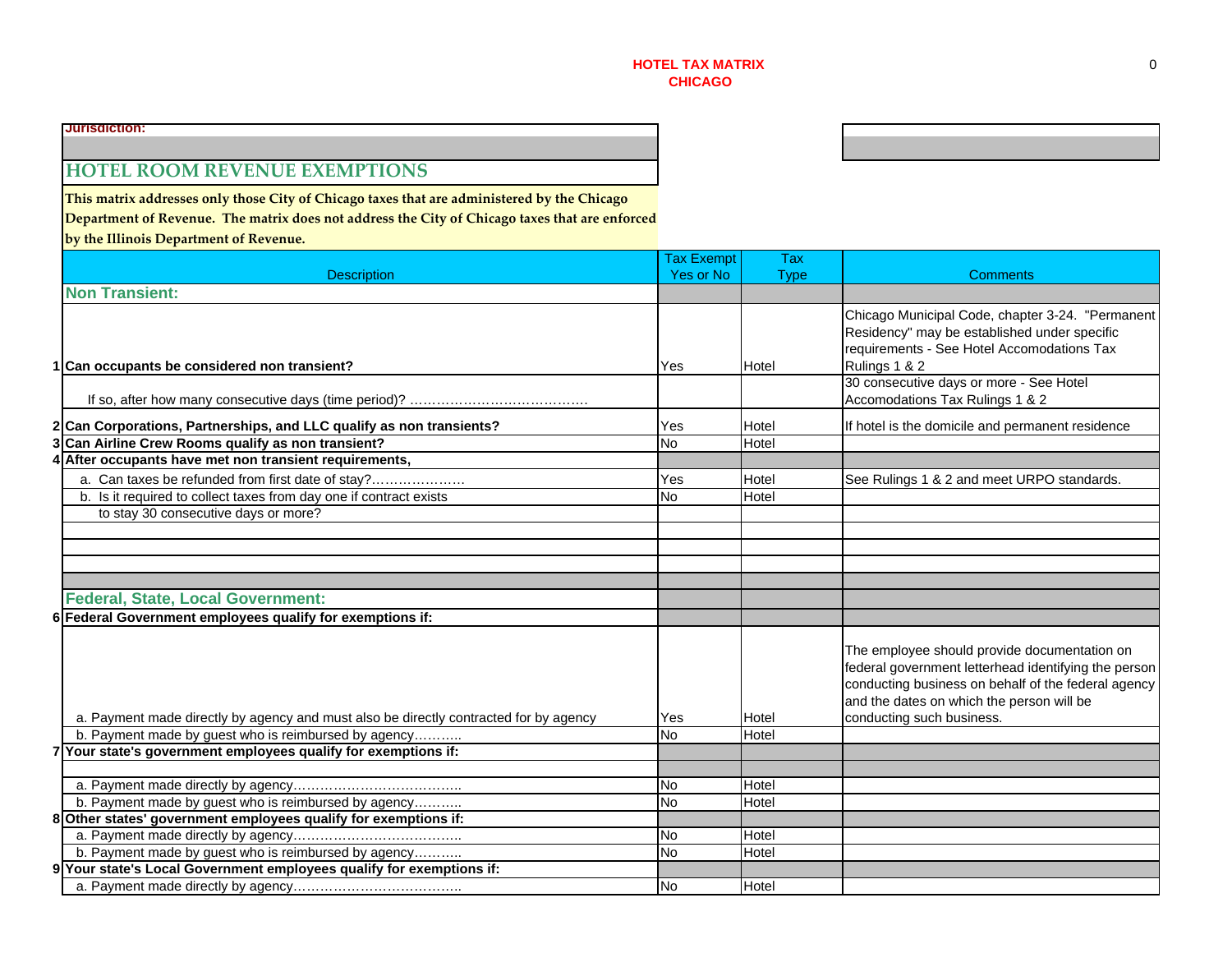# HOTEL TAX MATRIX
## CHICAGO

**Jurisdiction:**

## HOTEL ROOM REVENUE EXEMPTIONS

**This matrix addresses only those City of Chicago taxes that are administered by the Chicago Department of Revenue. The matrix does not address the City of Chicago taxes that are enforced by the Illinois Department of Revenue.**

| | Description | Tax Exempt Yes or No | Tax Type | Comments |
|---|---|---|---|---|
| | **Non Transient:** | | | |
| 1 | **Can occupants be considered non transient?** | Yes | Hotel | Chicago Municipal Code, chapter 3-24. "Permanent Residency" may be established under specific requirements - See Hotel Accomodations Tax Rulings 1 & 2 |
| | If so, after how many consecutive days (time period)? …………………………………. | | | 30 consecutive days or more - See Hotel Accomodations Tax Rulings 1 & 2 |
| 2 | **Can Corporations, Partnerships, and LLC qualify as non transients?** | Yes | Hotel | If hotel is the domicile and permanent residence |
| 3 | **Can Airline Crew Rooms qualify as non transient?** | No | Hotel | |
| 4 | **After occupants have met non transient requirements,** | | | |
| | a. Can taxes be refunded from first date of stay?………………… | Yes | Hotel | See Rulings 1 & 2 and meet URPO standards. |
| | b. Is it required to collect taxes from day one if contract exists to stay 30 consecutive days or more? | No | Hotel | |
| | **Federal, State, Local Government:** | | | |
| 6 | **Federal Government employees qualify for exemptions if:** | | | |
| | a. Payment made directly by agency and must also be directly contracted for by agency | Yes | Hotel | The employee should provide documentation on federal government letterhead identifying the person conducting business on behalf of the federal agency and the dates on which the person will be conducting such business. |
| | b. Payment made by guest who is reimbursed by agency……….. | No | Hotel | |
| 7 | **Your state's government employees qualify for exemptions if:** | | | |
| | a. Payment made directly by agency……………………………….. | No | Hotel | |
| | b. Payment made by guest who is reimbursed by agency……….. | No | Hotel | |
| 8 | **Other states' government employees qualify for exemptions if:** | | | |
| | a. Payment made directly by agency……………………………….. | No | Hotel | |
| | b. Payment made by guest who is reimbursed by agency……….. | No | Hotel | |
| 9 | **Your state's Local Government employees qualify for exemptions if:** | | | |
| | a. Payment made directly by agency……………………………….. | No | Hotel | |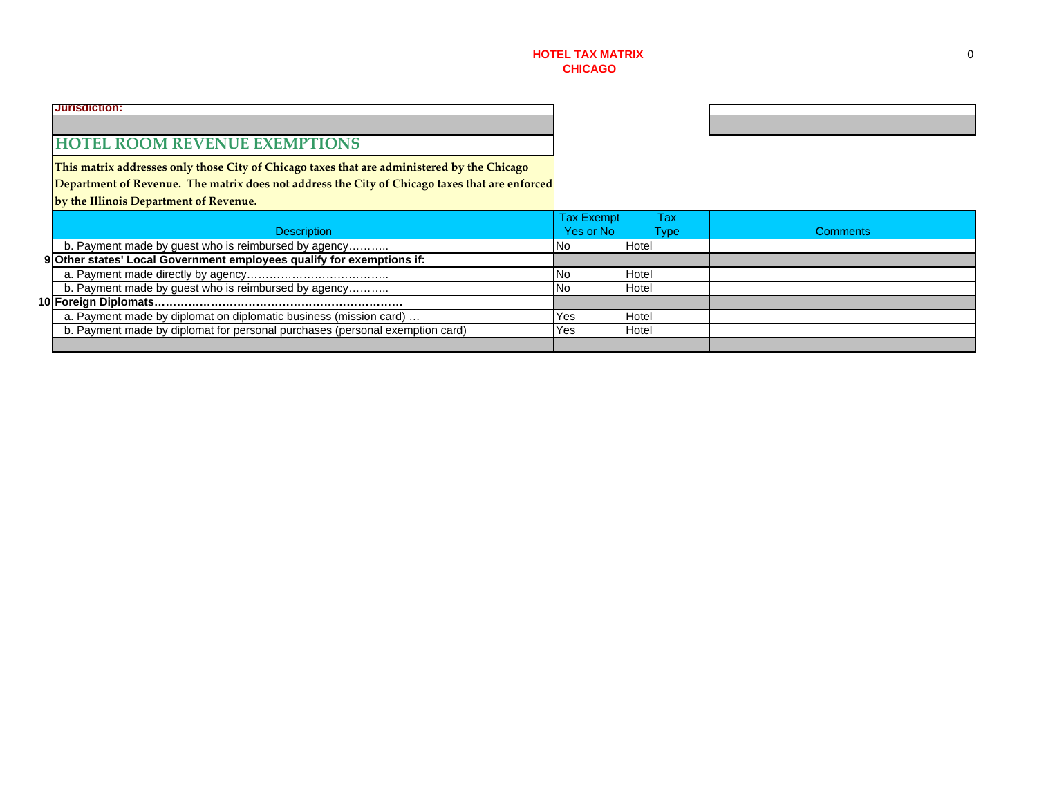# HOTEL TAX MATRIX
## CHICAGO

**Jurisdiction:**

## HOTEL ROOM REVENUE EXEMPTIONS

**This matrix addresses only those City of Chicago taxes that are administered by the Chicago Department of Revenue. The matrix does not address the City of Chicago taxes that are enforced by the Illinois Department of Revenue.**

| | Description | Tax Exempt Yes or No | Tax Type | Comments |
|---|---|---|---|---|
| | b. Payment made by guest who is reimbursed by agency……….. | No | Hotel | |
| 9 | **Other states' Local Government employees qualify for exemptions if:** | | | |
| | a. Payment made directly by agency……………………………….. | No | Hotel | |
| | b. Payment made by guest who is reimbursed by agency……….. | No | Hotel | |
| 10 | **Foreign Diplomats…………………………………………………………** | | | |
| | a. Payment made by diplomat on diplomatic business (mission card) … | Yes | Hotel | |
| | b. Payment made by diplomat for personal purchases (personal exemption card) | Yes | Hotel | |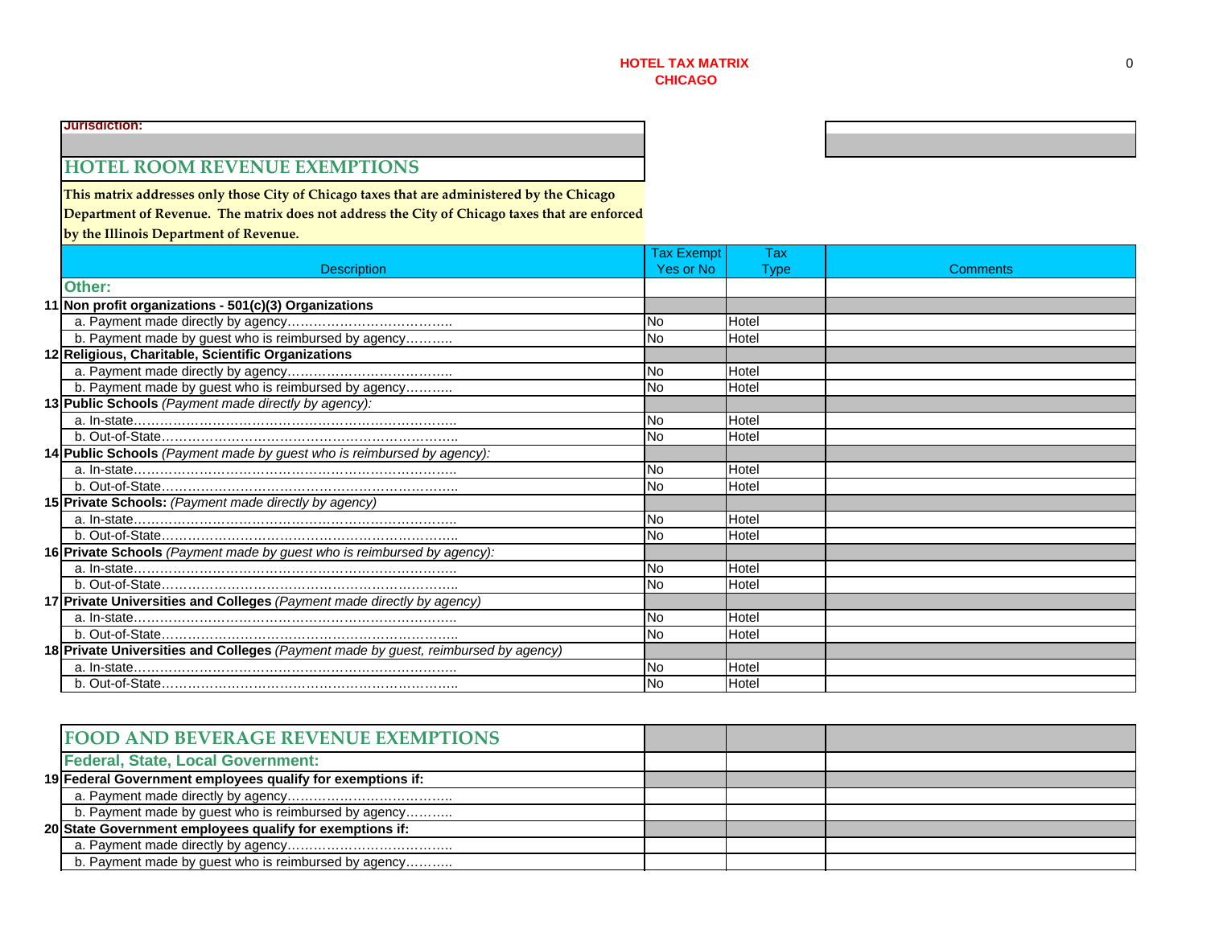# HOTEL TAX MATRIX
## CHICAGO

**Jurisdiction:**

## HOTEL ROOM REVENUE EXEMPTIONS

**This matrix addresses only those City of Chicago taxes that are administered by the Chicago Department of Revenue. The matrix does not address the City of Chicago taxes that are enforced by the Illinois Department of Revenue.**

| | Description | Tax Exempt Yes or No | Tax Type | Comments |
|---|---|---|---|---|
| | **Other:** | | | |
| 11 | **Non profit organizations - 501(c)(3) Organizations** | | | |
| | a. Payment made directly by agency……………………………….. | No | Hotel | |
| | b. Payment made by guest who is reimbursed by agency……….. | No | Hotel | |
| 12 | **Religious, Charitable, Scientific Organizations** | | | |
| | a. Payment made directly by agency……………………………….. | No | Hotel | |
| | b. Payment made by guest who is reimbursed by agency……….. | No | Hotel | |
| 13 | **Public Schools** *(Payment made directly by agency):* | | | |
| | a. In-state……………………………………………………………….. | No | Hotel | |
| | b. Out-of-State………………………………………………………….. | No | Hotel | |
| 14 | **Public Schools** *(Payment made by guest who is reimbursed by agency):* | | | |
| | a. In-state……………………………………………………………….. | No | Hotel | |
| | b. Out-of-State………………………………………………………….. | No | Hotel | |
| 15 | **Private Schools:** *(Payment made directly by agency)* | | | |
| | a. In-state……………………………………………………………….. | No | Hotel | |
| | b. Out-of-State………………………………………………………….. | No | Hotel | |
| 16 | **Private Schools** *(Payment made by guest who is reimbursed by agency):* | | | |
| | a. In-state……………………………………………………………….. | No | Hotel | |
| | b. Out-of-State………………………………………………………….. | No | Hotel | |
| 17 | **Private Universities and Colleges** *(Payment made directly by agency)* | | | |
| | a. In-state……………………………………………………………….. | No | Hotel | |
| | b. Out-of-State………………………………………………………….. | No | Hotel | |
| 18 | **Private Universities and Colleges** *(Payment made by guest, reimbursed by agency)* | | | |
| | a. In-state……………………………………………………………….. | No | Hotel | |
| | b. Out-of-State………………………………………………………….. | No | Hotel | |

## FOOD AND BEVERAGE REVENUE EXEMPTIONS

| | Description | Tax Exempt Yes or No | Tax Type | Comments |
|---|---|---|---|---|
| | **Federal, State, Local Government:** | | | |
| 19 | **Federal Government employees qualify for exemptions if:** | | | |
| | a. Payment made directly by agency……………………………….. | | | |
| | b. Payment made by guest who is reimbursed by agency……….. | | | |
| 20 | **State Government employees qualify for exemptions if:** | | | |
| | a. Payment made directly by agency……………………………….. | | | |
| | b. Payment made by guest who is reimbursed by agency……….. | | | |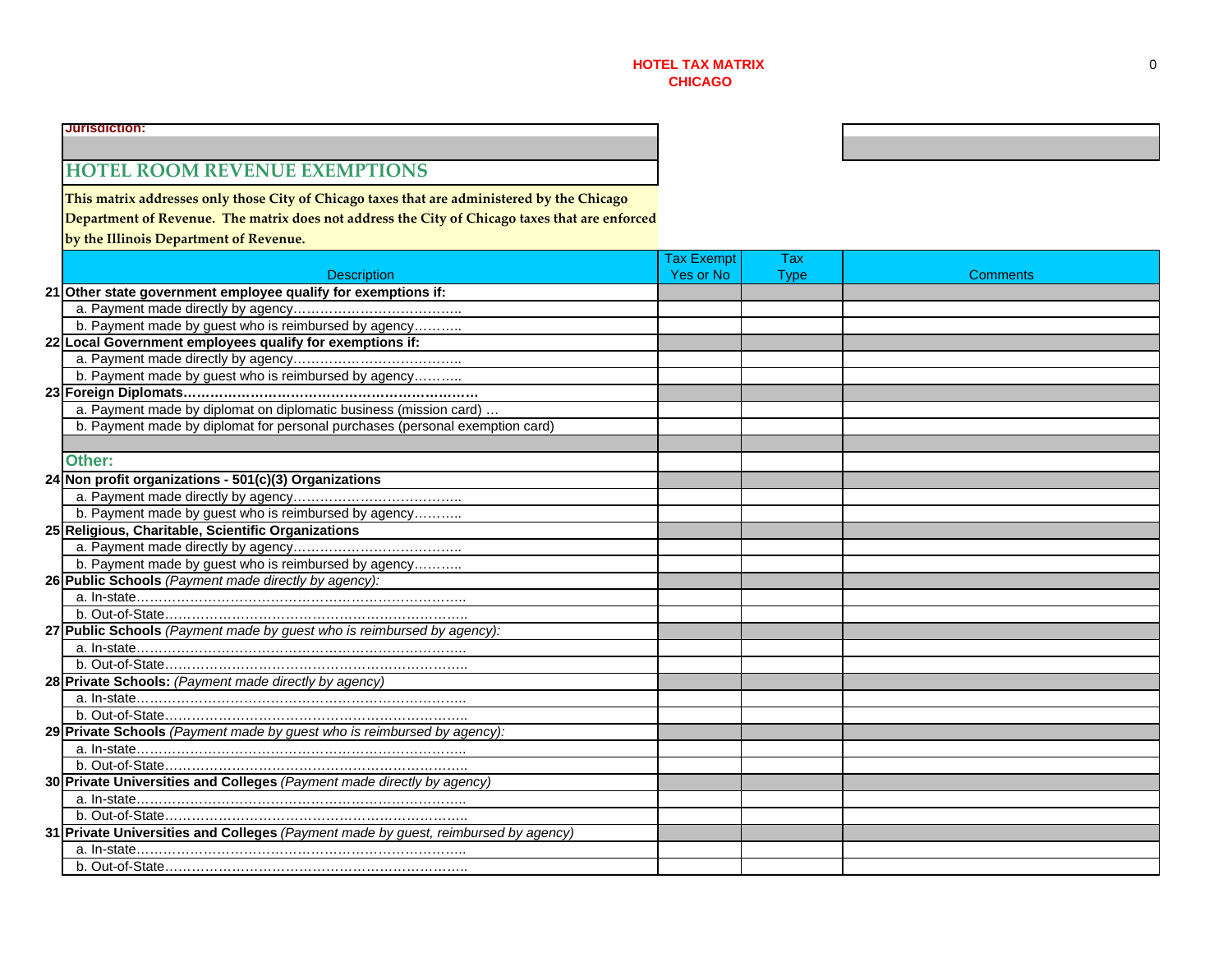**HOTEL TAX MATRIX**
**CHICAGO**

**Jurisdiction:**

## HOTEL ROOM REVENUE EXEMPTIONS

**This matrix addresses only those City of Chicago taxes that are administered by the Chicago Department of Revenue. The matrix does not address the City of Chicago taxes that are enforced by the Illinois Department of Revenue.**

| | Description | Tax Exempt Yes or No | Tax Type | Comments |
|---|---|---|---|---|
| 21 | **Other state government employee qualify for exemptions if:** | | | |
| | a. Payment made directly by agency……………………………….. | | | |
| | b. Payment made by guest who is reimbursed by agency……….. | | | |
| 22 | **Local Government employees qualify for exemptions if:** | | | |
| | a. Payment made directly by agency……………………………….. | | | |
| | b. Payment made by guest who is reimbursed by agency……….. | | | |
| 23 | **Foreign Diplomats…………………………………………………………** | | | |
| | a. Payment made by diplomat on diplomatic business (mission card) … | | | |
| | b. Payment made by diplomat for personal purchases (personal exemption card) | | | |
| | | | | |
| | **Other:** | | | |
| 24 | **Non profit organizations - 501(c)(3) Organizations** | | | |
| | a. Payment made directly by agency……………………………….. | | | |
| | b. Payment made by guest who is reimbursed by agency……….. | | | |
| 25 | **Religious, Charitable, Scientific Organizations** | | | |
| | a. Payment made directly by agency……………………………….. | | | |
| | b. Payment made by guest who is reimbursed by agency……….. | | | |
| 26 | **Public Schools** *(Payment made directly by agency):* | | | |
| | a. In-state……………………………………………………………….. | | | |
| | b. Out-of-State………………………………………………………….. | | | |
| 27 | **Public Schools** *(Payment made by guest who is reimbursed by agency):* | | | |
| | a. In-state……………………………………………………………….. | | | |
| | b. Out-of-State………………………………………………………….. | | | |
| 28 | **Private Schools:** *(Payment made directly by agency)* | | | |
| | a. In-state……………………………………………………………….. | | | |
| | b. Out-of-State………………………………………………………….. | | | |
| 29 | **Private Schools** *(Payment made by guest who is reimbursed by agency):* | | | |
| | a. In-state……………………………………………………………….. | | | |
| | b. Out-of-State………………………………………………………….. | | | |
| 30 | **Private Universities and Colleges** *(Payment made directly by agency)* | | | |
| | a. In-state……………………………………………………………….. | | | |
| | b. Out-of-State………………………………………………………….. | | | |
| 31 | **Private Universities and Colleges** *(Payment made by guest, reimbursed by agency)* | | | |
| | a. In-state……………………………………………………………….. | | | |
| | b. Out-of-State………………………………………………………….. | | | |